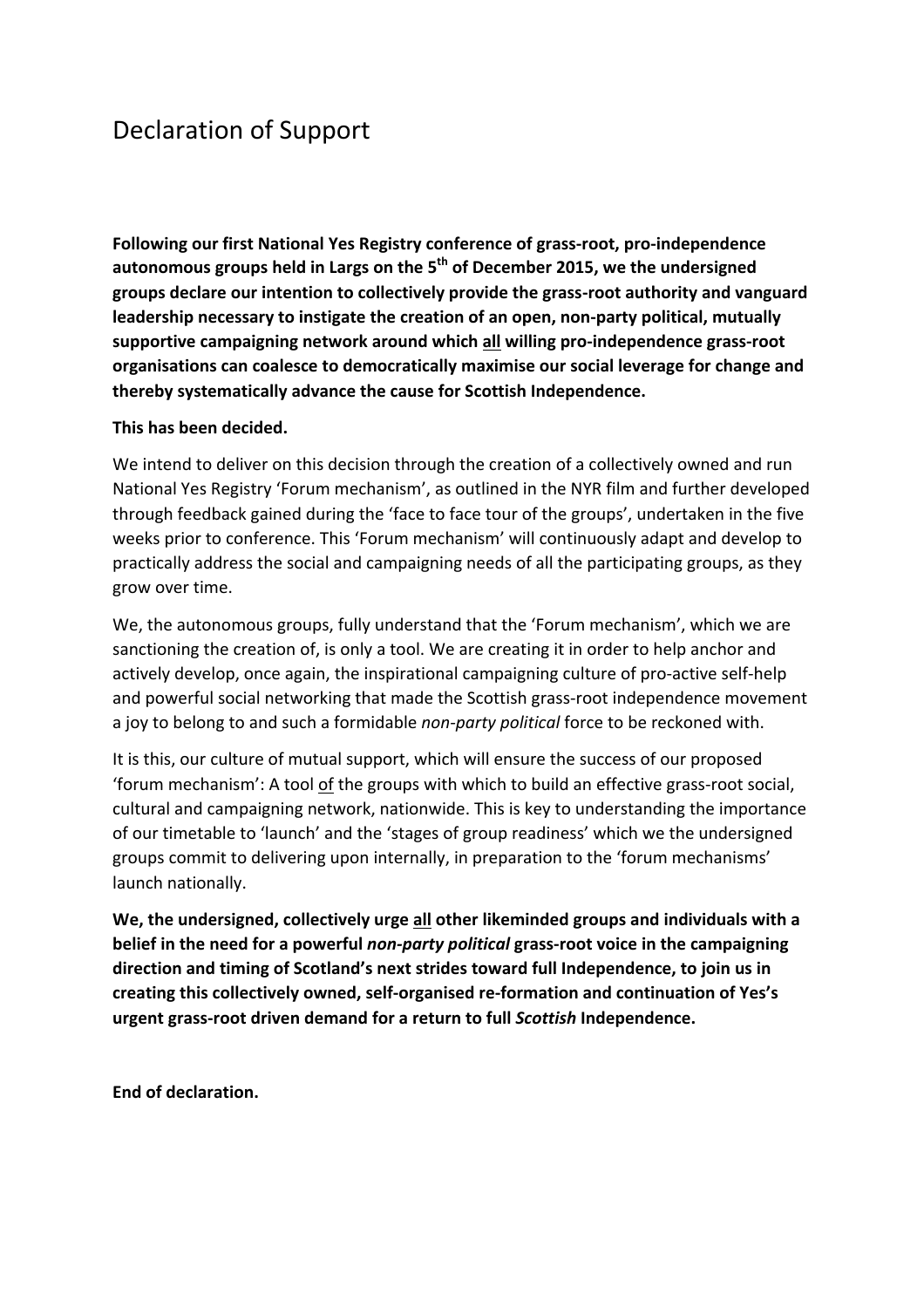# Declaration of Support

**Following our first National Yes Registry conference of grass-root, pro-independence autonomous groups held in Largs on the 5th of December 2015, we the undersigned groups declare our intention to collectively provide the grass-root authority and vanguard leadership necessary to instigate the creation of an open, non-party political, mutually supportive campaigning network around which <u>all</u> willing pro-independence grass-root organisations can coalesce to democratically maximise our social leverage for change and thereby systematically advance the cause for Scottish Independence.**

**This has been decided.**

We intend to deliver on this decision through the creation of a collectively owned and run National Yes Registry 'Forum mechanism', as outlined in the NYR film and further developed through feedback gained during the 'face to face tour of the groups', undertaken in the five weeks prior to conference. This 'Forum mechanism' will continuously adapt and develop to practically address the social and campaigning needs of all the participating groups, as they grow over time.

We, the autonomous groups, fully understand that the 'Forum mechanism', which we are sanctioning the creation of, is only a tool. We are creating it in order to help anchor and actively develop, once again, the inspirational campaigning culture of pro-active self-help and powerful social networking that made the Scottish grass-root independence movement a joy to belong to and such a formidable *non-party political* force to be reckoned with.

It is this, our culture of mutual support, which will ensure the success of our proposed 'forum mechanism': A tool <u>of</u> the groups with which to build an effective grass-root social, cultural and campaigning network, nationwide. This is key to understanding the importance of our timetable to 'launch' and the 'stages of group readiness' which we the undersigned groups commit to delivering upon internally, in preparation to the 'forum mechanisms' launch nationally.

**We, the undersigned, collectively urge <u>all</u> other likeminded groups and individuals with a belief in the need for a powerful *non-party political* grass-root voice in the campaigning direction and timing of Scotland's next strides toward full Independence, to join us in creating this collectively owned, self-organised re-formation and continuation of Yes's urgent grass-root driven demand for a return to full *Scottish* Independence.**

**End of declaration.**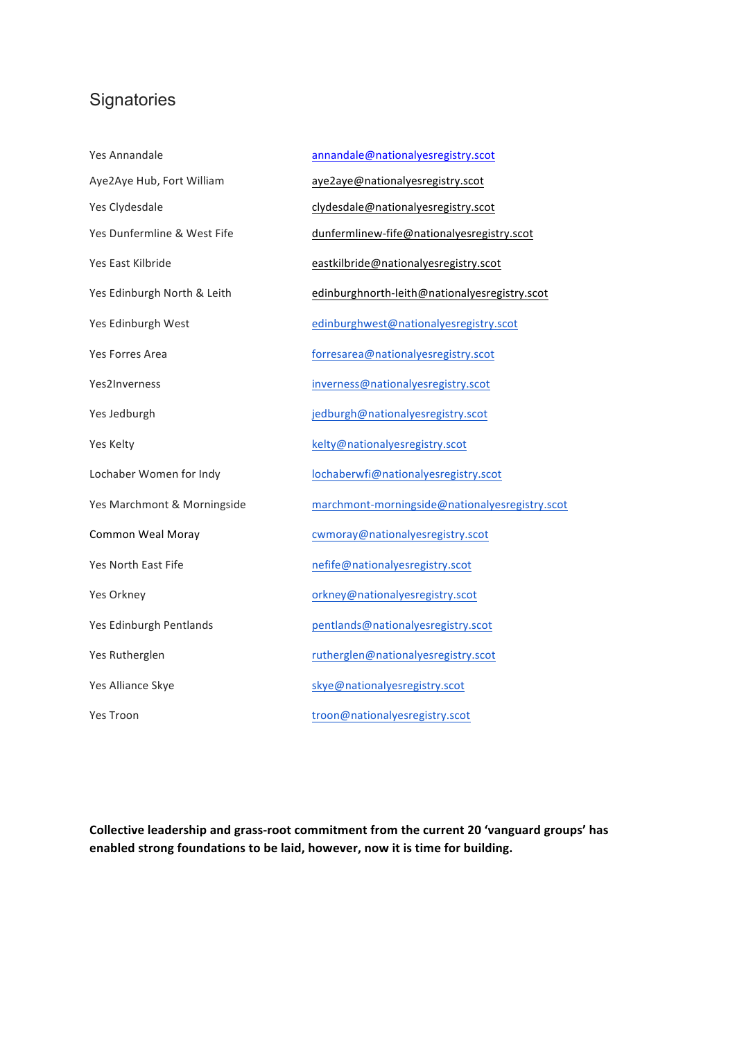## Signatories

| | |
|---|---|
| Yes Annandale | annandale@nationalyesregistry.scot |
| Aye2Aye Hub, Fort William | aye2aye@nationalyesregistry.scot |
| Yes Clydesdale | clydesdale@nationalyesregistry.scot |
| Yes Dunfermline & West Fife | dunfermlinew-fife@nationalyesregistry.scot |
| Yes East Kilbride | eastkilbride@nationalyesregistry.scot |
| Yes Edinburgh North & Leith | edinburghnorth-leith@nationalyesregistry.scot |
| Yes Edinburgh West | edinburghwest@nationalyesregistry.scot |
| Yes Forres Area | forresarea@nationalyesregistry.scot |
| Yes2Inverness | inverness@nationalyesregistry.scot |
| Yes Jedburgh | jedburgh@nationalyesregistry.scot |
| Yes Kelty | kelty@nationalyesregistry.scot |
| Lochaber Women for Indy | lochaberwfi@nationalyesregistry.scot |
| Yes Marchmont & Morningside | marchmont-morningside@nationalyesregistry.scot |
| Common Weal Moray | cwmoray@nationalyesregistry.scot |
| Yes North East Fife | nefife@nationalyesregistry.scot |
| Yes Orkney | orkney@nationalyesregistry.scot |
| Yes Edinburgh Pentlands | pentlands@nationalyesregistry.scot |
| Yes Rutherglen | rutherglen@nationalyesregistry.scot |
| Yes Alliance Skye | skye@nationalyesregistry.scot |
| Yes Troon | troon@nationalyesregistry.scot |

**Collective leadership and grass-root commitment from the current 20 'vanguard groups' has enabled strong foundations to be laid, however, now it is time for building.**